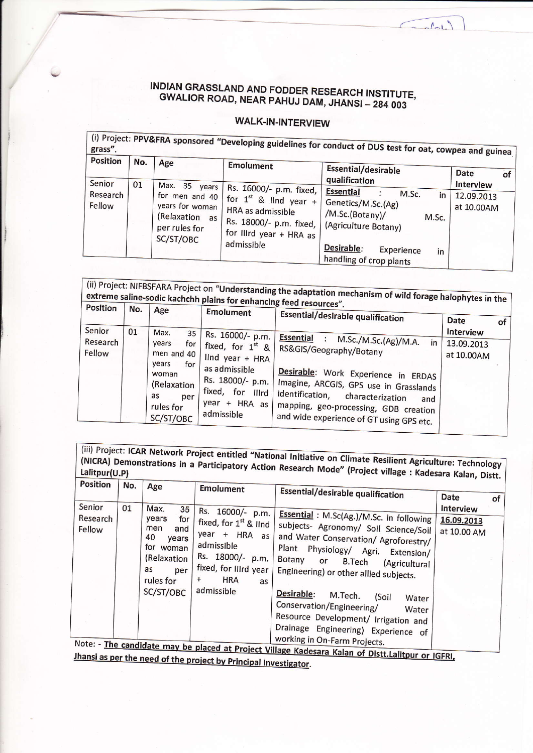# INDIAN GRASSLAND AND FODDER RESEARCH INSTITUTE, GWALIOR ROAD, NEAR PAHUJ DAM, JHANSI – 284 003

## WALK-IN-INTERVIEW

(i) Project: **PPV&FRA sponsored "Developing guidelines for conduct of DUS test for oat, cowpea and guinea grass".**

| Position | No. | Age | Emolument | Essential/desirable qualification | Date of Interview |
|---|---|---|---|---|---|
| Senior Research Fellow | 01 | Max. 35 years for men and 40 years for woman (Relaxation as per rules for SC/ST/OBC | Rs. 16000/- p.m. fixed, for 1st & IInd year + HRA as admissible Rs. 18000/- p.m. fixed, for IIIrd year + HRA as admissible | <u>Essential</u> : M.Sc. in Genetics/M.Sc.(Ag) /M.Sc.(Botany)/ M.Sc. (Agriculture Botany) <u>Desirable</u>: Experience in handling of crop plants | 12.09.2013 at 10.00AM |

(ii) Project: NIFBSFARA Project on **"Understanding the adaptation mechanism of wild forage halophytes in the extreme saline-sodic kachchh plains for enhancing feed resources".**

| Position | No. | Age | Emolument | Essential/desirable qualification | Date of Interview |
|---|---|---|---|---|---|
| Senior Research Fellow | 01 | Max. 35 years for men and 40 years for woman (Relaxation as per rules for SC/ST/OBC | Rs. 16000/- p.m. fixed, for 1st & IInd year + HRA as admissible Rs. 18000/- p.m. fixed, for IIIrd year + HRA as admissible | <u>Essential</u> : M.Sc./M.Sc.(Ag)/M.A. in RS&GIS/Geography/Botany <u>Desirable</u>: Work Experience in ERDAS Imagine, ARCGIS, GPS use in Grasslands identification, characterization and mapping, geo-processing, GDB creation and wide experience of GT using GPS etc. | 13.09.2013 at 10.00AM |

(iii) Project: **ICAR Network Project entitled "National Initiative on Climate Resilient Agriculture: Technology (NICRA) Demonstrations in a Participatory Action Research Mode" (Project village : Kadesara Kalan, Distt. Lalitpur(U.P)**

| Position | No. | Age | Emolument | Essential/desirable qualification | Date of Interview |
|---|---|---|---|---|---|
| Senior Research Fellow | 01 | Max. 35 years for men and 40 years for woman (Relaxation as per rules for SC/ST/OBC | Rs. 16000/- p.m. fixed, for 1st & IInd year + HRA as admissible Rs. 18000/- p.m. fixed, for IIIrd year + HRA as admissible | <u>Essential</u> : M.Sc(Ag.)/M.Sc. in following subjects- Agronomy/ Soil Science/Soil and Water Conservation/ Agroforestry/ Plant Physiology/ Agri. Extension/ Botany or B.Tech (Agricultural Engineering) or other allied subjects. <u>Desirable</u>: M.Tech. (Soil Water Conservation/Engineering/ Water Resource Development/ Irrigation and Drainage Engineering) Experience of working in On-Farm Projects. | <u>16.09.2013</u> at 10.00 AM |

Note: - <u>The candidate may be placed at Project Village Kadesara Kalan of Distt.Lalitpur or IGFRI, Jhansi as per the need of the project by Principal Investigator</u>.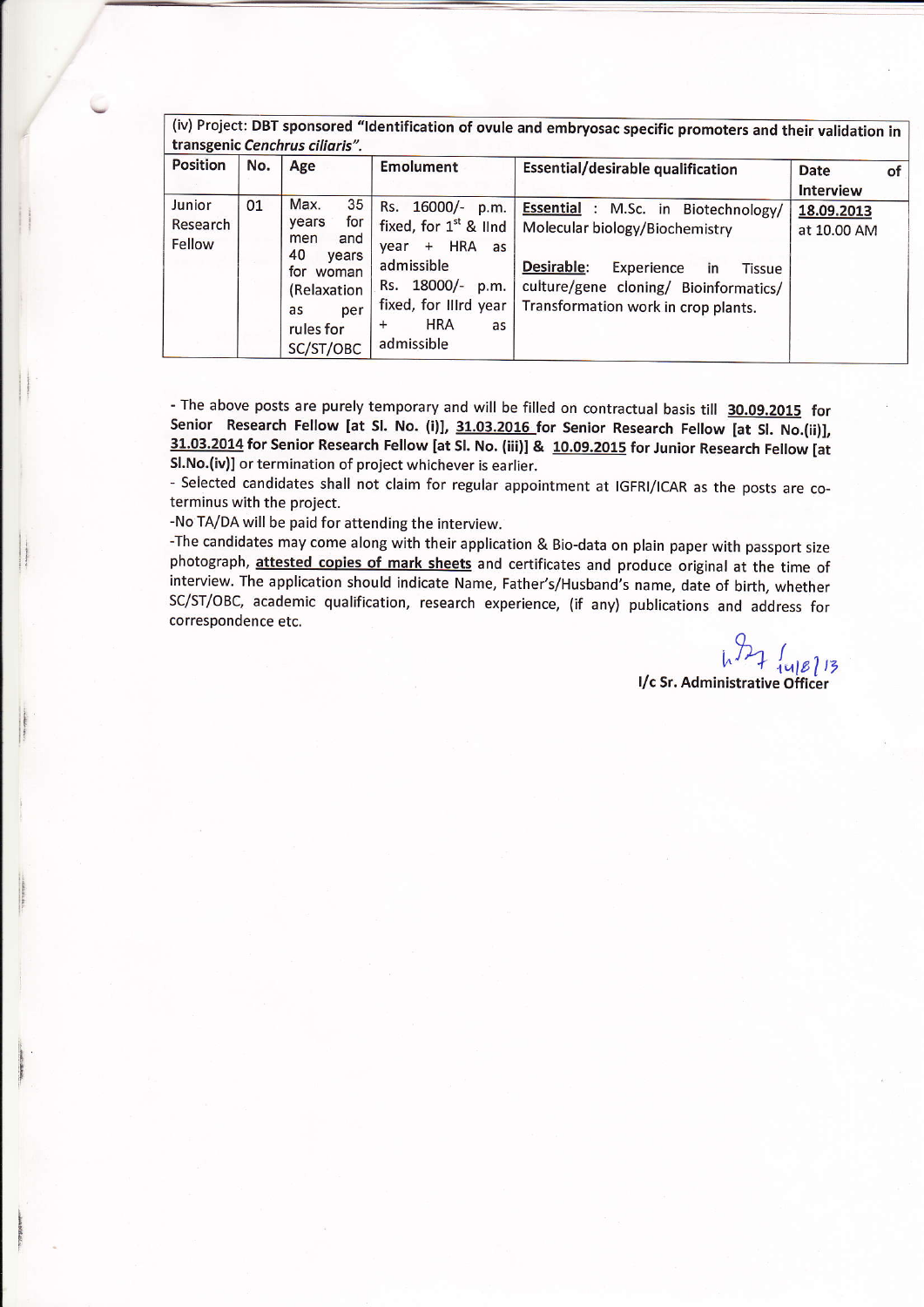(iv) Project: **DBT sponsored "Identification of ovule and embryosac specific promoters and their validation in transgenic *Cenchrus ciliaris*".**

| Position | No. | Age | Emolument | Essential/desirable qualification | Date of Interview |
|---|---|---|---|---|---|
| Junior Research Fellow | 01 | Max. 35 years for men and 40 years for woman (Relaxation as per rules for SC/ST/OBC | Rs. 16000/- p.m. fixed, for 1st & IInd year + HRA as admissible Rs. 18000/- p.m. fixed, for IIIrd year + HRA as admissible | **Essential** : M.Sc. in Biotechnology/ Molecular biology/Biochemistry **Desirable**: Experience in Tissue culture/gene cloning/ Bioinformatics/ Transformation work in crop plants. | **18.09.2013** at 10.00 AM |

- The above posts are purely temporary and will be filled on contractual basis till **30.09.2015** for **Senior Research Fellow [at Sl. No. (i)], 31.03.2016 for Senior Research Fellow [at Sl. No.(ii)], 31.03.2014 for Senior Research Fellow [at Sl. No. (iii)] & 10.09.2015 for Junior Research Fellow [at Sl.No.(iv)]** or termination of project whichever is earlier.

- Selected candidates shall not claim for regular appointment at IGFRI/ICAR as the posts are co-terminus with the project.

-No TA/DA will be paid for attending the interview.

-The candidates may come along with their application & Bio-data on plain paper with passport size photograph, **attested copies of mark sheets** and certificates and produce original at the time of interview. The application should indicate Name, Father's/Husband's name, date of birth, whether SC/ST/OBC, academic qualification, research experience, (if any) publications and address for correspondence etc.

14/8/13

**I/c Sr. Administrative Officer**